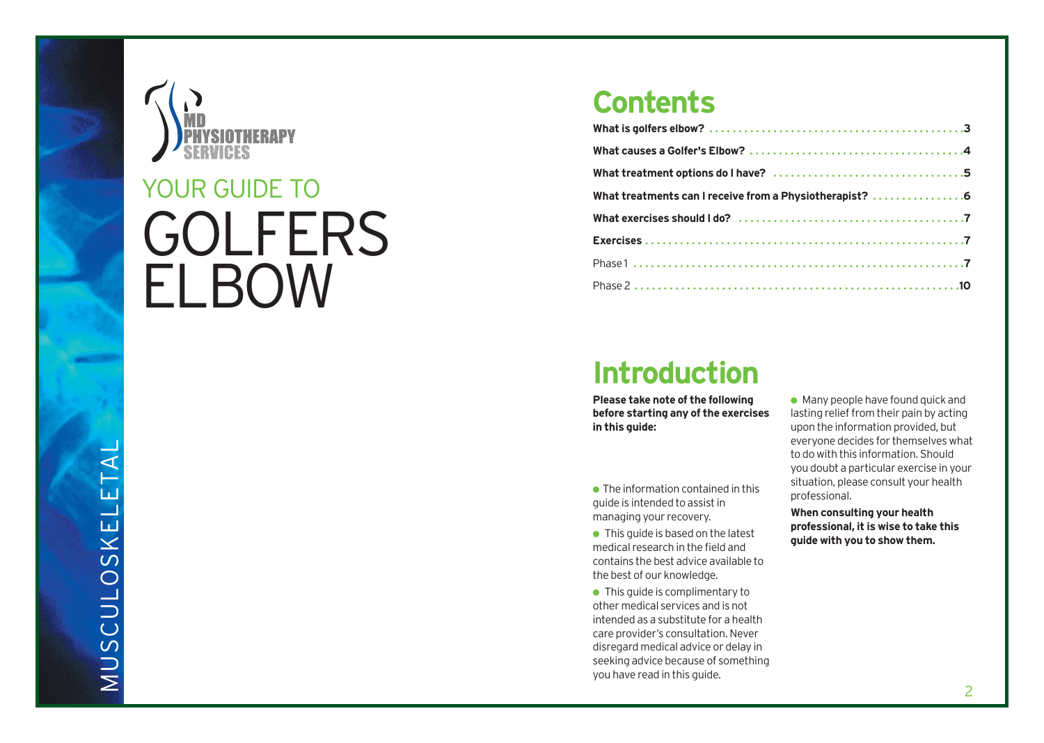MD PHYSIOTHERAPY SERVICES

# YOUR GUIDE TO GOLFERS ELBOW

MUSCULOSKELETAL

## Contents

| | |
|---|---|
| **What is golfers elbow?** | **3** |
| **What causes a Golfer's Elbow?** | **4** |
| **What treatment options do I have?** | **5** |
| **What treatments can I receive from a Physiotherapist?** | **6** |
| **What exercises should I do?** | **7** |
| **Exercises** | **7** |
| Phase 1 | **7** |
| Phase 2 | **10** |

## Introduction

**Please take note of the following before starting any of the exercises in this guide:**

- The information contained in this guide is intended to assist in managing your recovery.
- This guide is based on the latest medical research in the field and contains the best advice available to the best of our knowledge.
- This guide is complimentary to other medical services and is not intended as a substitute for a health care provider's consultation. Never disregard medical advice or delay in seeking advice because of something you have read in this guide.
- Many people have found quick and lasting relief from their pain by acting upon the information provided, but everyone decides for themselves what to do with this information. Should you doubt a particular exercise in your situation, please consult your health professional.

**When consulting your health professional, it is wise to take this guide with you to show them.**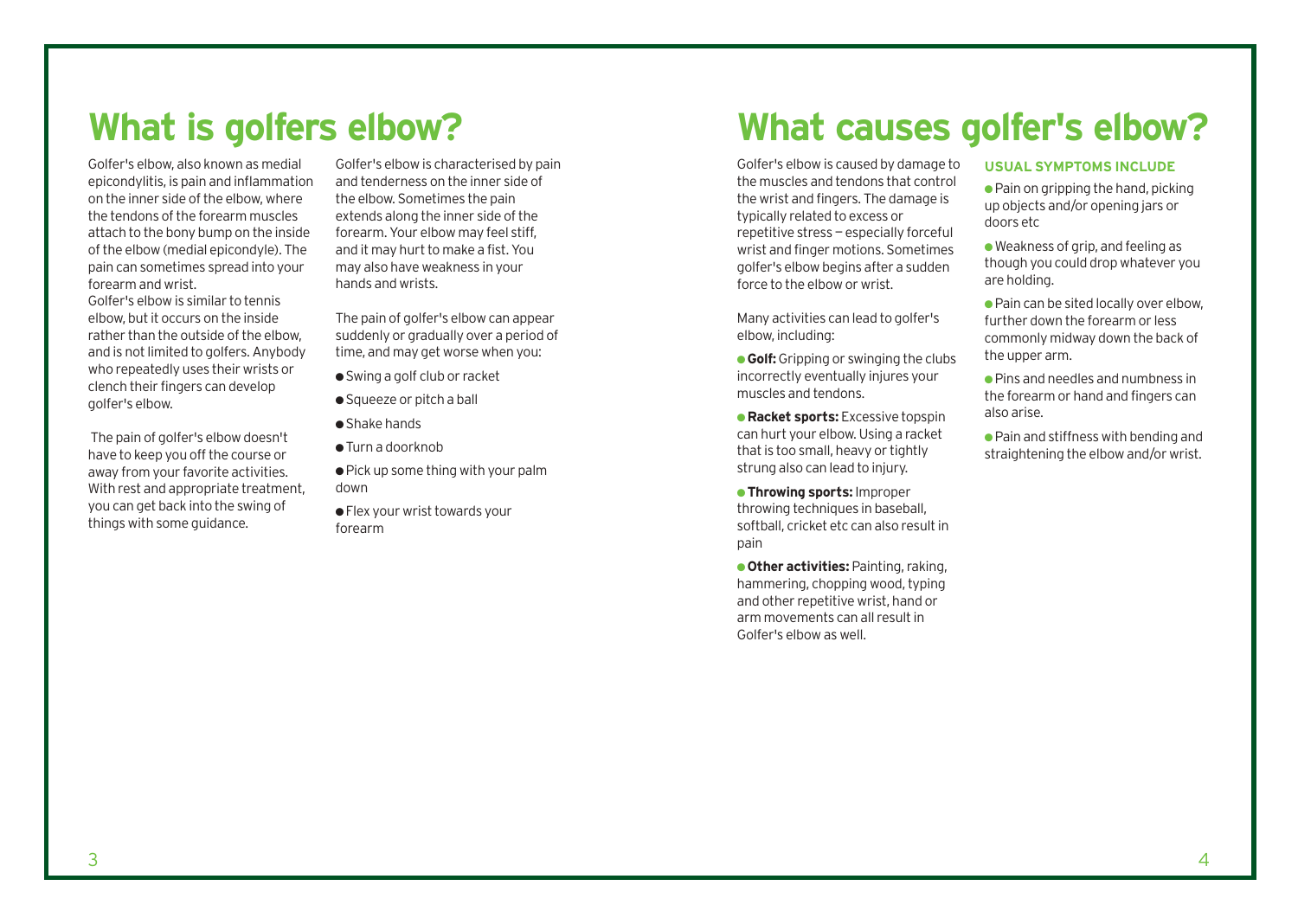# What is golfers elbow?

Golfer's elbow, also known as medial epicondylitis, is pain and inflammation on the inner side of the elbow, where the tendons of the forearm muscles attach to the bony bump on the inside of the elbow (medial epicondyle). The pain can sometimes spread into your forearm and wrist.
Golfer's elbow is similar to tennis elbow, but it occurs on the inside rather than the outside of the elbow, and is not limited to golfers. Anybody who repeatedly uses their wrists or clench their fingers can develop golfer's elbow.

The pain of golfer's elbow doesn't have to keep you off the course or away from your favorite activities. With rest and appropriate treatment, you can get back into the swing of things with some guidance.

Golfer's elbow is characterised by pain and tenderness on the inner side of the elbow. Sometimes the pain extends along the inner side of the forearm. Your elbow may feel stiff, and it may hurt to make a fist. You may also have weakness in your hands and wrists.

The pain of golfer's elbow can appear suddenly or gradually over a period of time, and may get worse when you:

- Swing a golf club or racket
- Squeeze or pitch a ball
- Shake hands
- Turn a doorknob
- Pick up some thing with your palm down
- Flex your wrist towards your forearm

# What causes golfer's elbow?

Golfer's elbow is caused by damage to the muscles and tendons that control the wrist and fingers. The damage is typically related to excess or repetitive stress – especially forceful wrist and finger motions. Sometimes golfer's elbow begins after a sudden force to the elbow or wrist.

Many activities can lead to golfer's elbow, including:

- **Golf:** Gripping or swinging the clubs incorrectly eventually injures your muscles and tendons.
- **Racket sports:** Excessive topspin can hurt your elbow. Using a racket that is too small, heavy or tightly strung also can lead to injury.
- **Throwing sports:** Improper throwing techniques in baseball, softball, cricket etc can also result in pain
- **Other activities:** Painting, raking, hammering, chopping wood, typing and other repetitive wrist, hand or arm movements can all result in Golfer's elbow as well.

### USUAL SYMPTOMS INCLUDE

- Pain on gripping the hand, picking up objects and/or opening jars or doors etc
- Weakness of grip, and feeling as though you could drop whatever you are holding.
- Pain can be sited locally over elbow, further down the forearm or less commonly midway down the back of the upper arm.
- Pins and needles and numbness in the forearm or hand and fingers can also arise.
- Pain and stiffness with bending and straightening the elbow and/or wrist.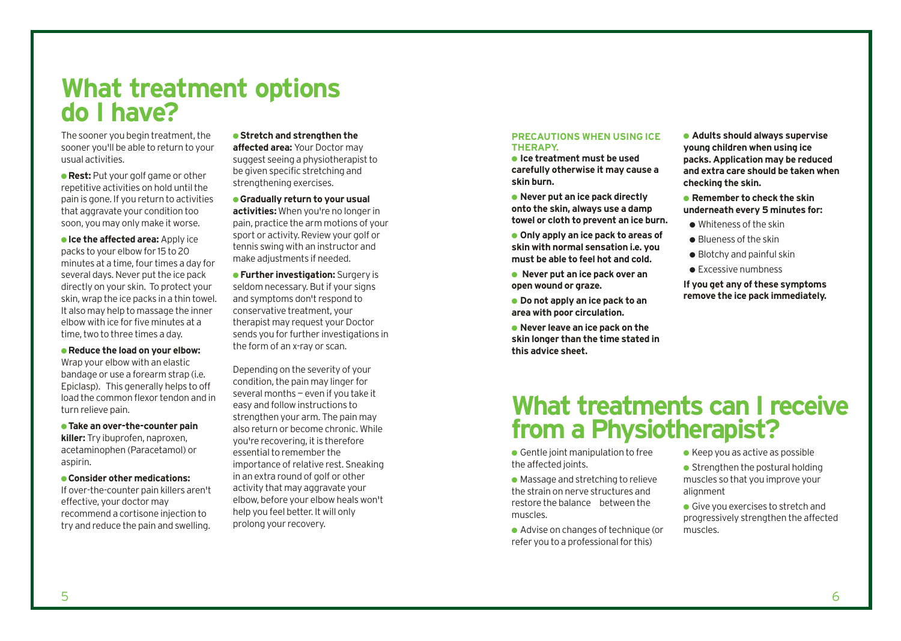# What treatment options do I have?

The sooner you begin treatment, the sooner you'll be able to return to your usual activities.

- **Rest:** Put your golf game or other repetitive activities on hold until the pain is gone. If you return to activities that aggravate your condition too soon, you may only make it worse.
- **Ice the affected area:** Apply ice packs to your elbow for 15 to 20 minutes at a time, four times a day for several days. Never put the ice pack directly on your skin. To protect your skin, wrap the ice packs in a thin towel. It also may help to massage the inner elbow with ice for five minutes at a time, two to three times a day.
- **Reduce the load on your elbow:** Wrap your elbow with an elastic bandage or use a forearm strap (i.e. Epiclasp). This generally helps to off load the common flexor tendon and in turn relieve pain.
- **Take an over-the-counter pain killer:** Try ibuprofen, naproxen, acetaminophen (Paracetamol) or aspirin.
- **Consider other medications:** If over-the-counter pain killers aren't effective, your doctor may recommend a cortisone injection to try and reduce the pain and swelling.
- **Stretch and strengthen the affected area:** Your Doctor may suggest seeing a physiotherapist to be given specific stretching and strengthening exercises.
- **Gradually return to your usual activities:** When you're no longer in pain, practice the arm motions of your sport or activity. Review your golf or tennis swing with an instructor and make adjustments if needed.
- **Further investigation:** Surgery is seldom necessary. But if your signs and symptoms don't respond to conservative treatment, your therapist may request your Doctor sends you for further investigations in the form of an x-ray or scan.

Depending on the severity of your condition, the pain may linger for several months – even if you take it easy and follow instructions to strengthen your arm. The pain may also return or become chronic. While you're recovering, it is therefore essential to remember the importance of relative rest. Sneaking in an extra round of golf or other activity that may aggravate your elbow, before your elbow heals won't help you feel better. It will only prolong your recovery.

**PRECAUTIONS WHEN USING ICE THERAPY.**

- **Ice treatment must be used carefully otherwise it may cause a skin burn.**
- **Never put an ice pack directly onto the skin, always use a damp towel or cloth to prevent an ice burn.**
- **Only apply an ice pack to areas of skin with normal sensation i.e. you must be able to feel hot and cold.**
- **Never put an ice pack over an open wound or graze.**
- **Do not apply an ice pack to an area with poor circulation.**
- **Never leave an ice pack on the skin longer than the time stated in this advice sheet.**
- **Adults should always supervise young children when using ice packs. Application may be reduced and extra care should be taken when checking the skin.**
- **Remember to check the skin underneath every 5 minutes for:**
  - Whiteness of the skin
  - Blueness of the skin
  - Blotchy and painful skin
  - Excessive numbness

**If you get any of these symptoms remove the ice pack immediately.**

# What treatments can I receive from a Physiotherapist?

- Gentle joint manipulation to free the affected joints.
- Massage and stretching to relieve the strain on nerve structures and restore the balance between the muscles.
- Advise on changes of technique (or refer you to a professional for this)
- Keep you as active as possible
- Strengthen the postural holding muscles so that you improve your alignment
- Give you exercises to stretch and progressively strengthen the affected muscles.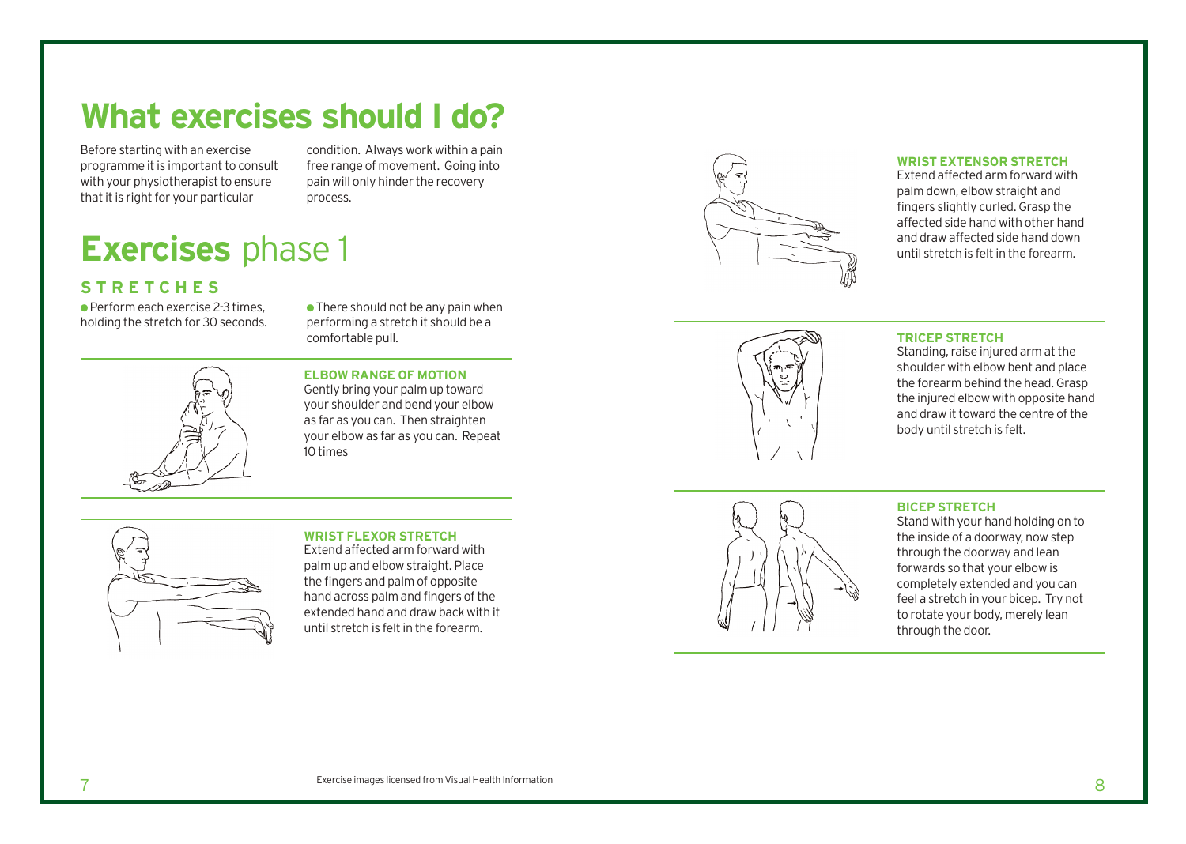# What exercises should I do?

Before starting with an exercise programme it is important to consult with your physiotherapist to ensure that it is right for your particular condition. Always work within a pain free range of movement. Going into pain will only hinder the recovery process.

# **Exercises** phase 1

## STRETCHES

- Perform each exercise 2-3 times, holding the stretch for 30 seconds.
- There should not be any pain when performing a stretch it should be a comfortable pull.

### ELBOW RANGE OF MOTION

Gently bring your palm up toward your shoulder and bend your elbow as far as you can. Then straighten your elbow as far as you can. Repeat 10 times

### WRIST FLEXOR STRETCH

Extend affected arm forward with palm up and elbow straight. Place the fingers and palm of opposite hand across palm and fingers of the extended hand and draw back with it until stretch is felt in the forearm.

### WRIST EXTENSOR STRETCH

Extend affected arm forward with palm down, elbow straight and fingers slightly curled. Grasp the affected side hand with other hand and draw affected side hand down until stretch is felt in the forearm.

### TRICEP STRETCH

Standing, raise injured arm at the shoulder with elbow bent and place the forearm behind the head. Grasp the injured elbow with opposite hand and draw it toward the centre of the body until stretch is felt.

### BICEP STRETCH

Stand with your hand holding on to the inside of a doorway, now step through the doorway and lean forwards so that your elbow is completely extended and you can feel a stretch in your bicep. Try not to rotate your body, merely lean through the door.

Exercise images licensed from Visual Health Information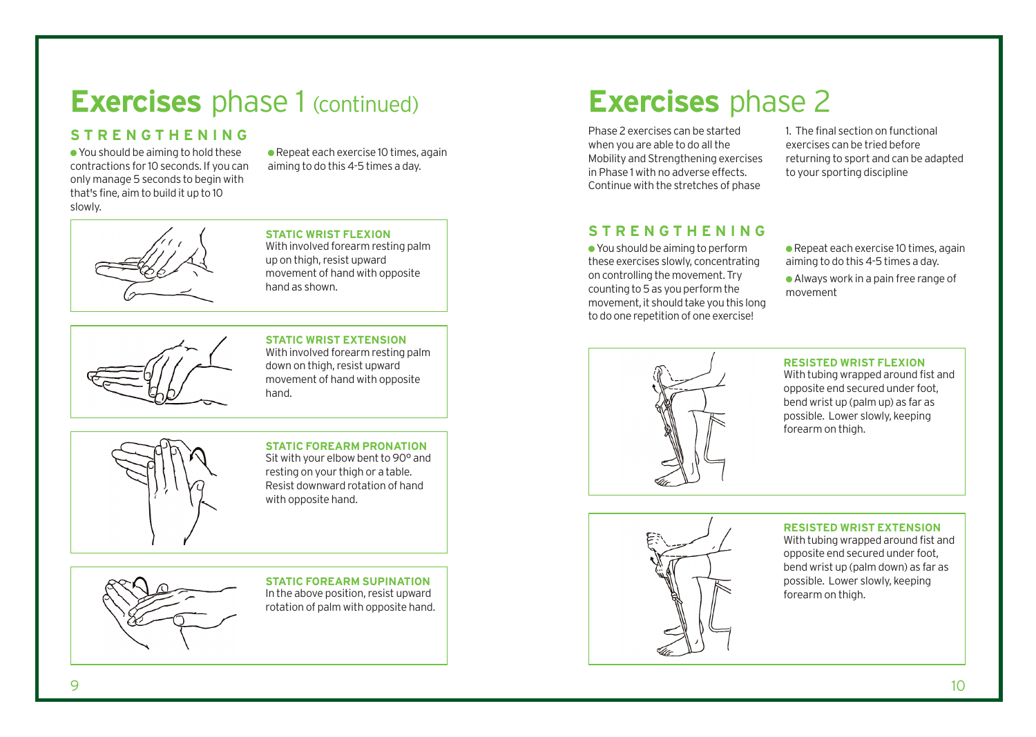# **Exercises** phase 1 (continued)

## STRENGTHENING

- You should be aiming to hold these contractions for 10 seconds. If you can only manage 5 seconds to begin with that's fine, aim to build it up to 10 slowly.
- Repeat each exercise 10 times, again aiming to do this 4-5 times a day.

### STATIC WRIST FLEXION

With involved forearm resting palm up on thigh, resist upward movement of hand with opposite hand as shown.

### STATIC WRIST EXTENSION

With involved forearm resting palm down on thigh, resist upward movement of hand with opposite hand.

### STATIC FOREARM PRONATION

Sit with your elbow bent to 90° and resting on your thigh or a table. Resist downward rotation of hand with opposite hand.

### STATIC FOREARM SUPINATION

In the above position, resist upward rotation of palm with opposite hand.

# **Exercises** phase 2

Phase 2 exercises can be started when you are able to do all the Mobility and Strengthening exercises in Phase 1 with no adverse effects. Continue with the stretches of phase

1. The final section on functional exercises can be tried before returning to sport and can be adapted to your sporting discipline

## STRENGTHENING

- You should be aiming to perform these exercises slowly, concentrating on controlling the movement. Try counting to 5 as you perform the movement, it should take you this long to do one repetition of one exercise!
- Repeat each exercise 10 times, again aiming to do this 4-5 times a day.
- Always work in a pain free range of movement

### RESISTED WRIST FLEXION

With tubing wrapped around fist and opposite end secured under foot, bend wrist up (palm up) as far as possible. Lower slowly, keeping forearm on thigh.

### RESISTED WRIST EXTENSION

With tubing wrapped around fist and opposite end secured under foot, bend wrist up (palm down) as far as possible. Lower slowly, keeping forearm on thigh.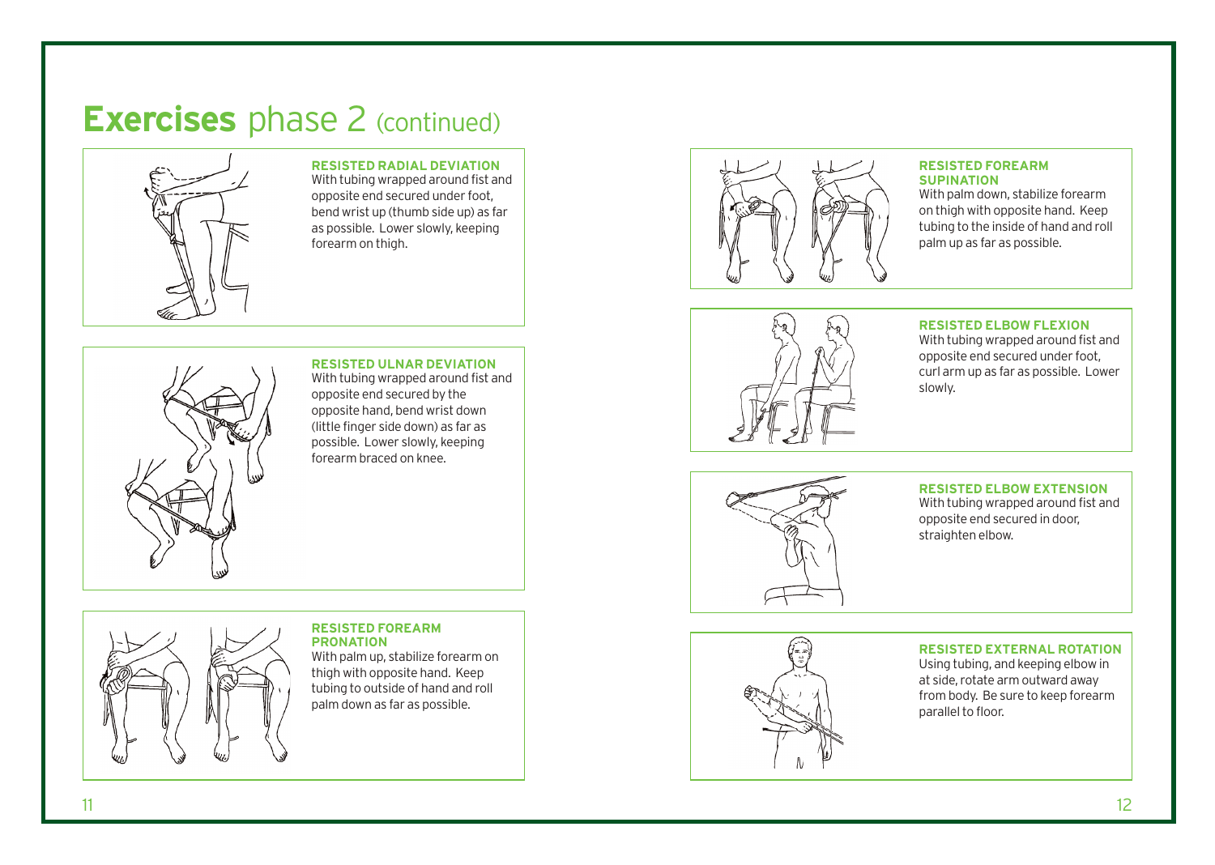# **Exercises** phase 2 (continued)

### RESISTED RADIAL DEVIATION

With tubing wrapped around fist and opposite end secured under foot, bend wrist up (thumb side up) as far as possible. Lower slowly, keeping forearm on thigh.

### RESISTED ULNAR DEVIATION

With tubing wrapped around fist and opposite end secured by the opposite hand, bend wrist down (little finger side down) as far as possible. Lower slowly, keeping forearm braced on knee.

### RESISTED FOREARM PRONATION

With palm up, stabilize forearm on thigh with opposite hand. Keep tubing to outside of hand and roll palm down as far as possible.

### RESISTED FOREARM SUPINATION

With palm down, stabilize forearm on thigh with opposite hand. Keep tubing to the inside of hand and roll palm up as far as possible.

### RESISTED ELBOW FLEXION

With tubing wrapped around fist and opposite end secured under foot, curl arm up as far as possible. Lower slowly.

### RESISTED ELBOW EXTENSION

With tubing wrapped around fist and opposite end secured in door, straighten elbow.

### RESISTED EXTERNAL ROTATION

Using tubing, and keeping elbow in at side, rotate arm outward away from body. Be sure to keep forearm parallel to floor.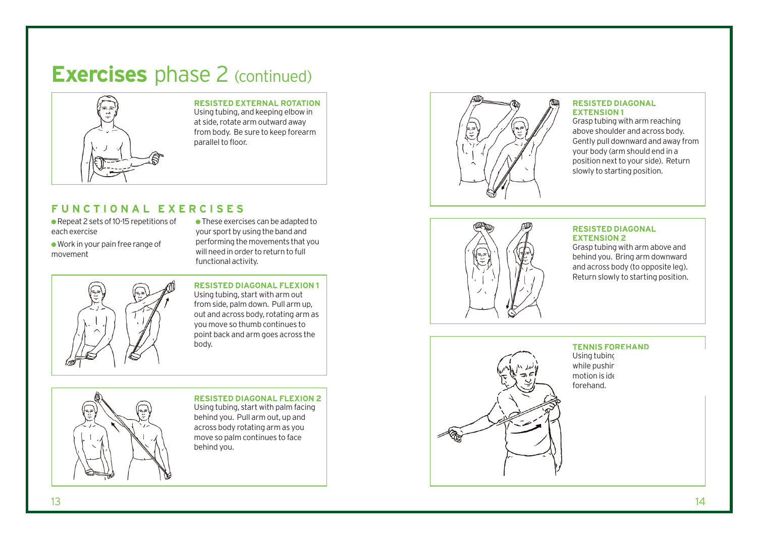# **Exercises** phase 2 (continued)

### RESISTED EXTERNAL ROTATION

Using tubing, and keeping elbow in at side, rotate arm outward away from body. Be sure to keep forearm parallel to floor.

## FUNCTIONAL EXERCISES

- Repeat 2 sets of 10-15 repetitions of each exercise
- Work in your pain free range of movement
- These exercises can be adapted to your sport by using the band and performing the movements that you will need in order to return to full functional activity.

### RESISTED DIAGONAL FLEXION 1

Using tubing, start with arm out from side, palm down. Pull arm up, out and across body, rotating arm as you move so thumb continues to point back and arm goes across the body.

### RESISTED DIAGONAL FLEXION 2

Using tubing, start with palm facing behind you. Pull arm out, up and across body rotating arm as you move so palm continues to face behind you.

### RESISTED DIAGONAL EXTENSION 1

Grasp tubing with arm reaching above shoulder and across body. Gently pull downward and away from your body (arm should end in a position next to your side). Return slowly to starting position.

### RESISTED DIAGONAL EXTENSION 2

Grasp tubing with arm above and behind you. Bring arm downward and across body (to opposite leg). Return slowly to starting position.

### TENNIS FOREHAND

Using tubing
while pushir
motion is ide
forehand.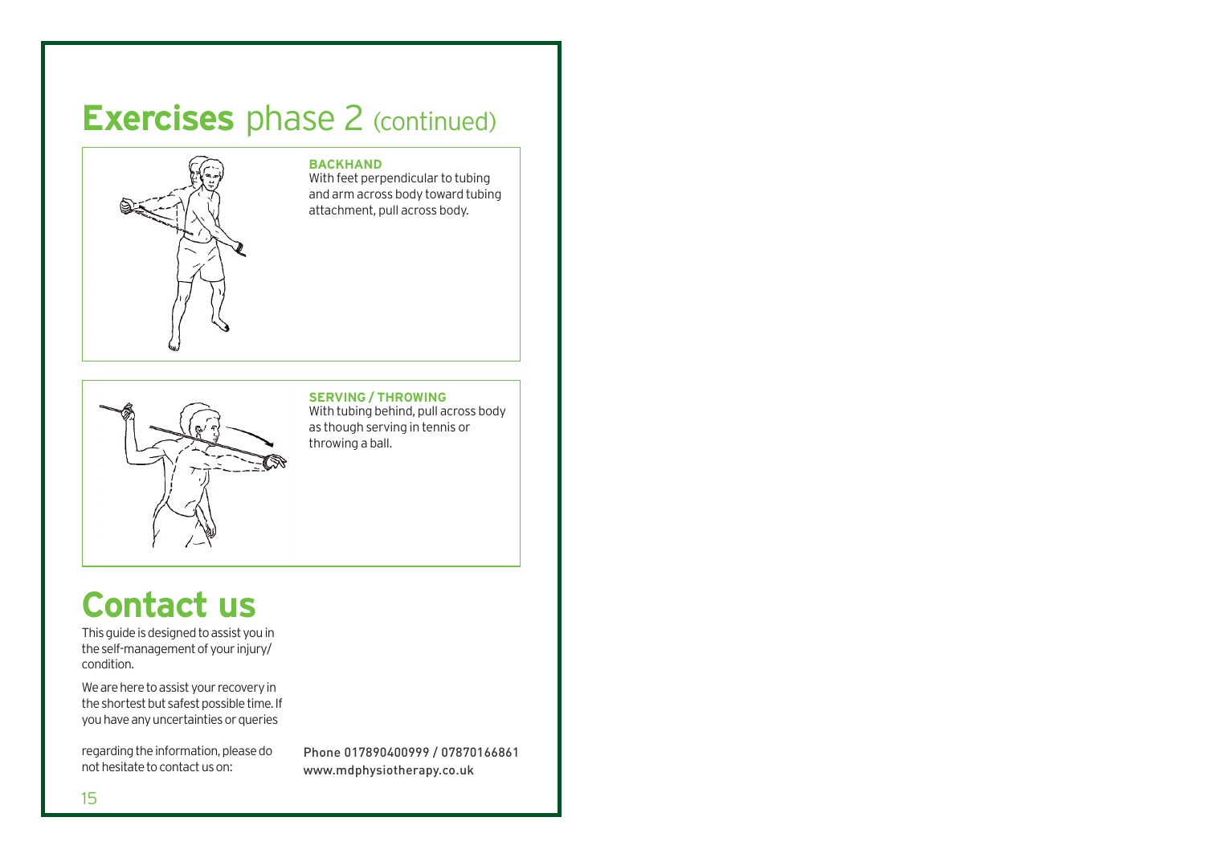# **Exercises** phase 2 (continued)

**BACKHAND**

With feet perpendicular to tubing and arm across body toward tubing attachment, pull across body.

**SERVING / THROWING**

With tubing behind, pull across body as though serving in tennis or throwing a ball.

# Contact us

This guide is designed to assist you in the self-management of your injury/condition.

We are here to assist your recovery in the shortest but safest possible time. If you have any uncertainties or queries regarding the information, please do not hesitate to contact us on:

Phone 017890400999 / 07870166861
www.mdphysiotherapy.co.uk